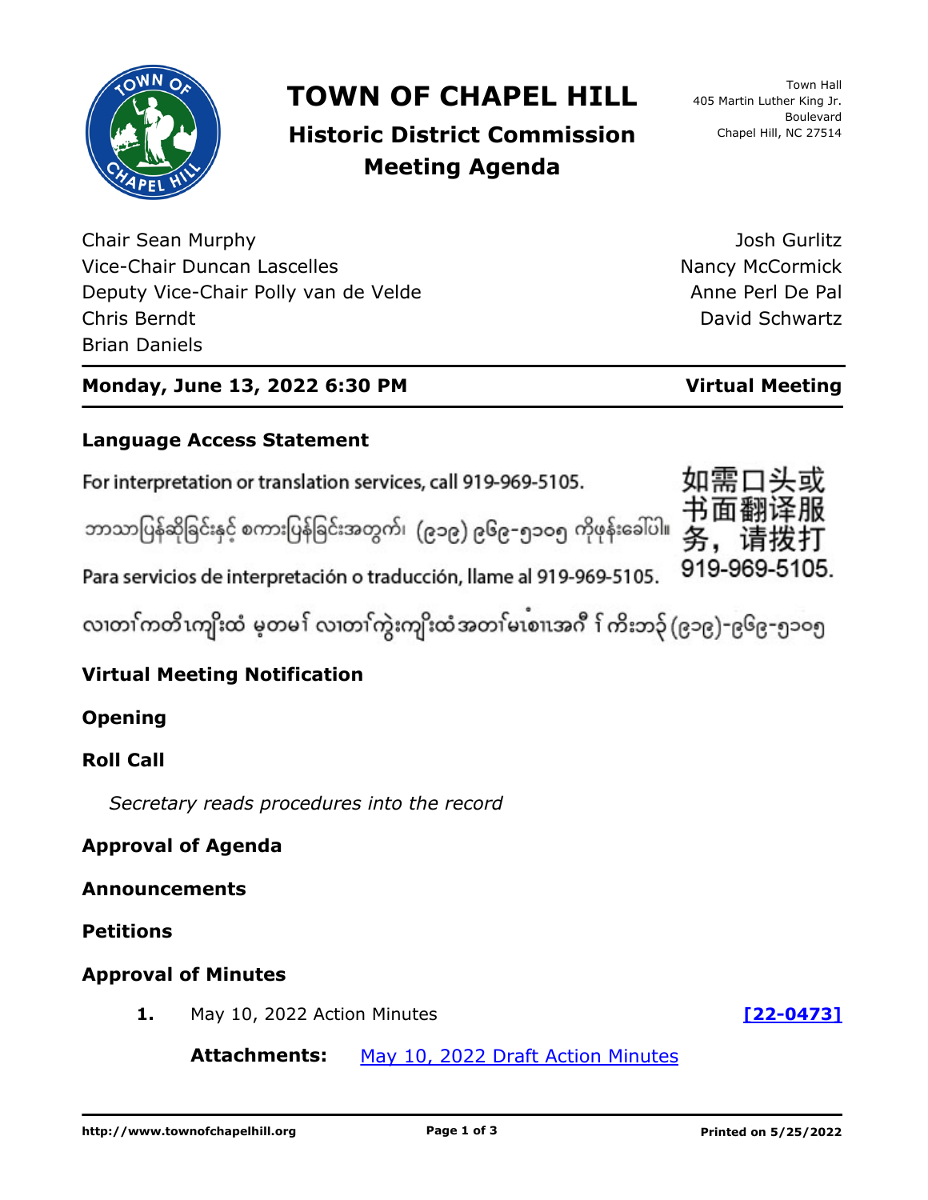# TOWN OF CHAPEL HILL

## Historic District Commission Meeting Agenda

Town Hall
405 Martin Luther King Jr. Boulevard
Chapel Hill, NC 27514

Chair Sean Murphy
Vice-Chair Duncan Lascelles
Deputy Vice-Chair Polly van de Velde
Chris Berndt
Brian Daniels
Josh Gurlitz
Nancy McCormick
Anne Perl De Pal
David Schwartz

**Monday, June 13, 2022 6:30 PM** **Virtual Meeting**

### Language Access Statement

For interpretation or translation services, call 919-969-5105.

ဘာသာပြန်ဆိုခြင်းနှင့် စကားပြန်ခြင်းအတွက်၊ (၉၁၉) ၉၆၉-၅၁၀၅ ကိုဖုန်းခေါ်ပါ။

Para servicios de interpretación o traducción, llame al 919-969-5105.

လၢတၢ်ကတိၤကျိးထံ မ့တမ႑် လၢတၢ်ကွဲးကျိးထံအတၢ်မၤစၢၤအဂီ႑် ကိးဘ၃် (၉၁၉)-၉၆၉-၅၁၀၅

如需口头或书面翻译服务，请拨打 919-969-5105.

### Virtual Meeting Notification

### Opening

### Roll Call

*Secretary reads procedures into the record*

### Approval of Agenda

### Announcements

### Petitions

### Approval of Minutes

**1.** May 10, 2022 Action Minutes **[22-0473]**

**Attachments:** May 10, 2022 Draft Action Minutes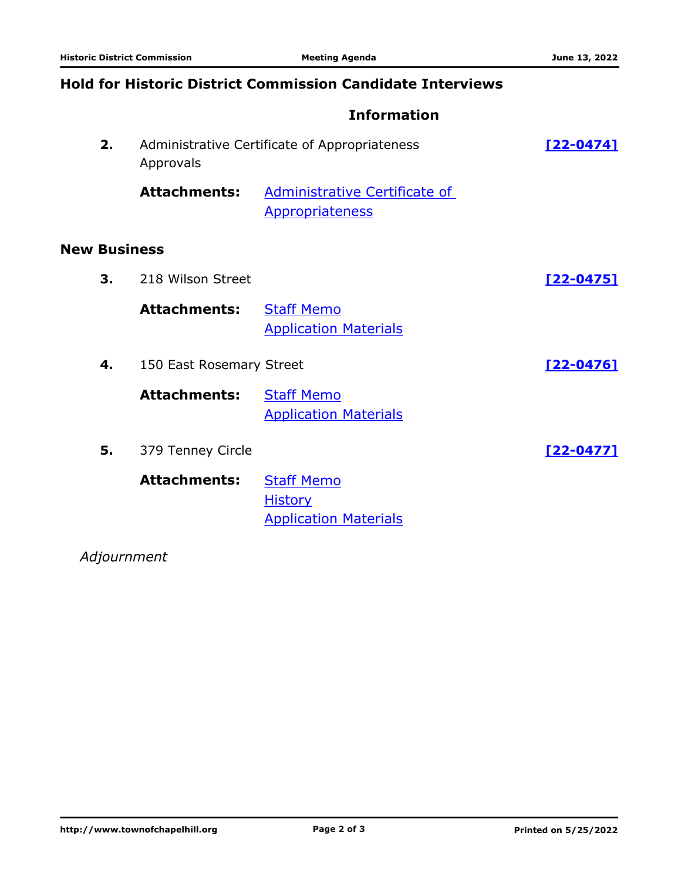## Hold for Historic District Commission Candidate Interviews

### Information

**2.** Administrative Certificate of Appropriateness Approvals **[22-0474]**

**Attachments:** Administrative Certificate of Appropriateness

## New Business

**3.** 218 Wilson Street **[22-0475]**

**Attachments:** Staff Memo
Application Materials

**4.** 150 East Rosemary Street **[22-0476]**

**Attachments:** Staff Memo
Application Materials

**5.** 379 Tenney Circle **[22-0477]**

**Attachments:** Staff Memo
History
Application Materials

*Adjournment*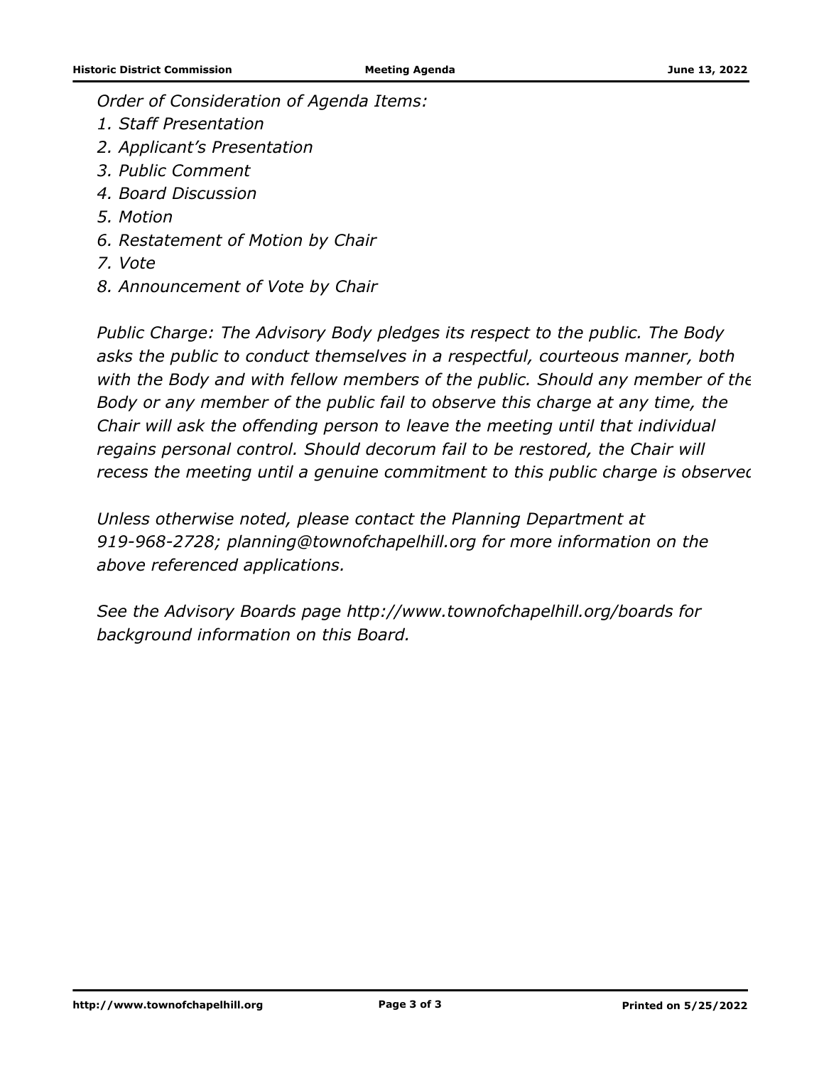*Order of Consideration of Agenda Items:*

*1. Staff Presentation*
*2. Applicant's Presentation*
*3. Public Comment*
*4. Board Discussion*
*5. Motion*
*6. Restatement of Motion by Chair*
*7. Vote*
*8. Announcement of Vote by Chair*

*Public Charge: The Advisory Body pledges its respect to the public. The Body asks the public to conduct themselves in a respectful, courteous manner, both with the Body and with fellow members of the public. Should any member of the Body or any member of the public fail to observe this charge at any time, the Chair will ask the offending person to leave the meeting until that individual regains personal control. Should decorum fail to be restored, the Chair will recess the meeting until a genuine commitment to this public charge is observed*

*Unless otherwise noted, please contact the Planning Department at 919-968-2728; planning@townofchapelhill.org for more information on the above referenced applications.*

*See the Advisory Boards page http://www.townofchapelhill.org/boards for background information on this Board.*